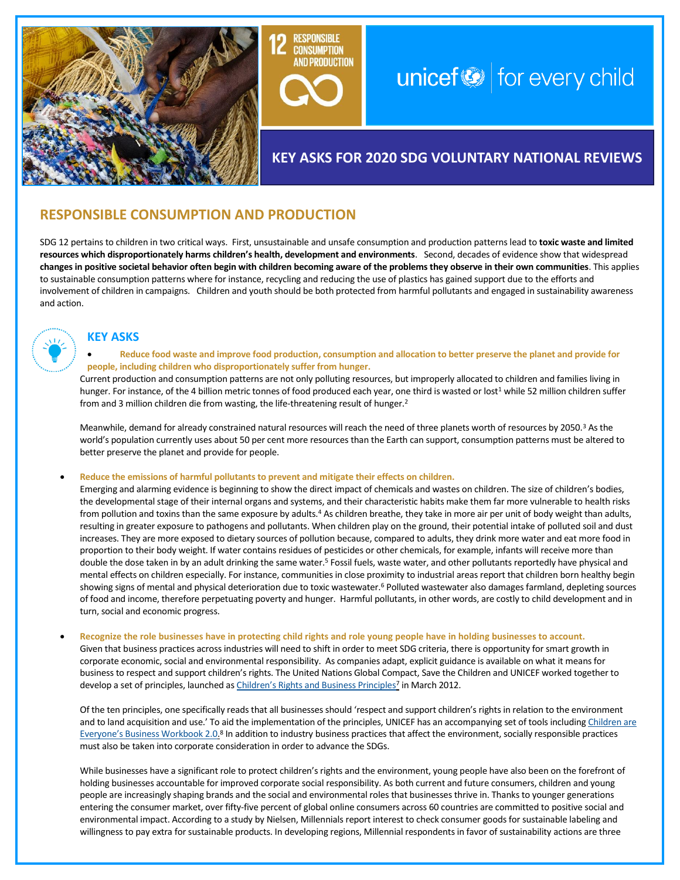12 RESPONSIBLE CONSUMPTION AND PRODUCTION

unicef | for every child

## KEY ASKS FOR 2020 SDG VOLUNTARY NATIONAL REVIEWS

# RESPONSIBLE CONSUMPTION AND PRODUCTION

SDG 12 pertains to children in two critical ways. First, unsustainable and unsafe consumption and production patterns lead to **toxic waste and limited resources which disproportionately harms children's health, development and environments**. Second, decades of evidence show that widespread **changes in positive societal behavior often begin with children becoming aware of the problems they observe in their own communities**. This applies to sustainable consumption patterns where for instance, recycling and reducing the use of plastics has gained support due to the efforts and involvement of children in campaigns. Children and youth should be both protected from harmful pollutants and engaged in sustainability awareness and action.

## KEY ASKS

- **Reduce food waste and improve food production, consumption and allocation to better preserve the planet and provide for people, including children who disproportionately suffer from hunger.**

  Current production and consumption patterns are not only polluting resources, but improperly allocated to children and families living in hunger. For instance, of the 4 billion metric tonnes of food produced each year, one third is wasted or lost[1] while 52 million children suffer from and 3 million children die from wasting, the life-threatening result of hunger.[2]

  Meanwhile, demand for already constrained natural resources will reach the need of three planets worth of resources by 2050.[3] As the world's population currently uses about 50 per cent more resources than the Earth can support, consumption patterns must be altered to better preserve the planet and provide for people.

- **Reduce the emissions of harmful pollutants to prevent and mitigate their effects on children.**

  Emerging and alarming evidence is beginning to show the direct impact of chemicals and wastes on children. The size of children's bodies, the developmental stage of their internal organs and systems, and their characteristic habits make them far more vulnerable to health risks from pollution and toxins than the same exposure by adults.[4] As children breathe, they take in more air per unit of body weight than adults, resulting in greater exposure to pathogens and pollutants. When children play on the ground, their potential intake of polluted soil and dust increases. They are more exposed to dietary sources of pollution because, compared to adults, they drink more water and eat more food in proportion to their body weight. If water contains residues of pesticides or other chemicals, for example, infants will receive more than double the dose taken in by an adult drinking the same water.[5] Fossil fuels, waste water, and other pollutants reportedly have physical and mental effects on children especially. For instance, communities in close proximity to industrial areas report that children born healthy begin showing signs of mental and physical deterioration due to toxic wastewater.[6] Polluted wastewater also damages farmland, depleting sources of food and income, therefore perpetuating poverty and hunger. Harmful pollutants, in other words, are costly to child development and in turn, social and economic progress.

- **Recognize the role businesses have in protecting child rights and role young people have in holding businesses to account.**

  Given that business practices across industries will need to shift in order to meet SDG criteria, there is opportunity for smart growth in corporate economic, social and environmental responsibility. As companies adapt, explicit guidance is available on what it means for business to respect and support children's rights. The United Nations Global Compact, Save the Children and UNICEF worked together to develop a set of principles, launched as Children's Rights and Business Principles[7] in March 2012.

  Of the ten principles, one specifically reads that all businesses should 'respect and support children's rights in relation to the environment and to land acquisition and use.' To aid the implementation of the principles, UNICEF has an accompanying set of tools including Children are Everyone's Business Workbook 2.0.[8] In addition to industry business practices that affect the environment, socially responsible practices must also be taken into corporate consideration in order to advance the SDGs.

  While businesses have a significant role to protect children's rights and the environment, young people have also been on the forefront of holding businesses accountable for improved corporate social responsibility. As both current and future consumers, children and young people are increasingly shaping brands and the social and environmental roles that businesses thrive in. Thanks to younger generations entering the consumer market, over fifty-five percent of global online consumers across 60 countries are committed to positive social and environmental impact. According to a study by Nielsen, Millennials report interest to check consumer goods for sustainable labeling and willingness to pay extra for sustainable products. In developing regions, Millennial respondents in favor of sustainability actions are three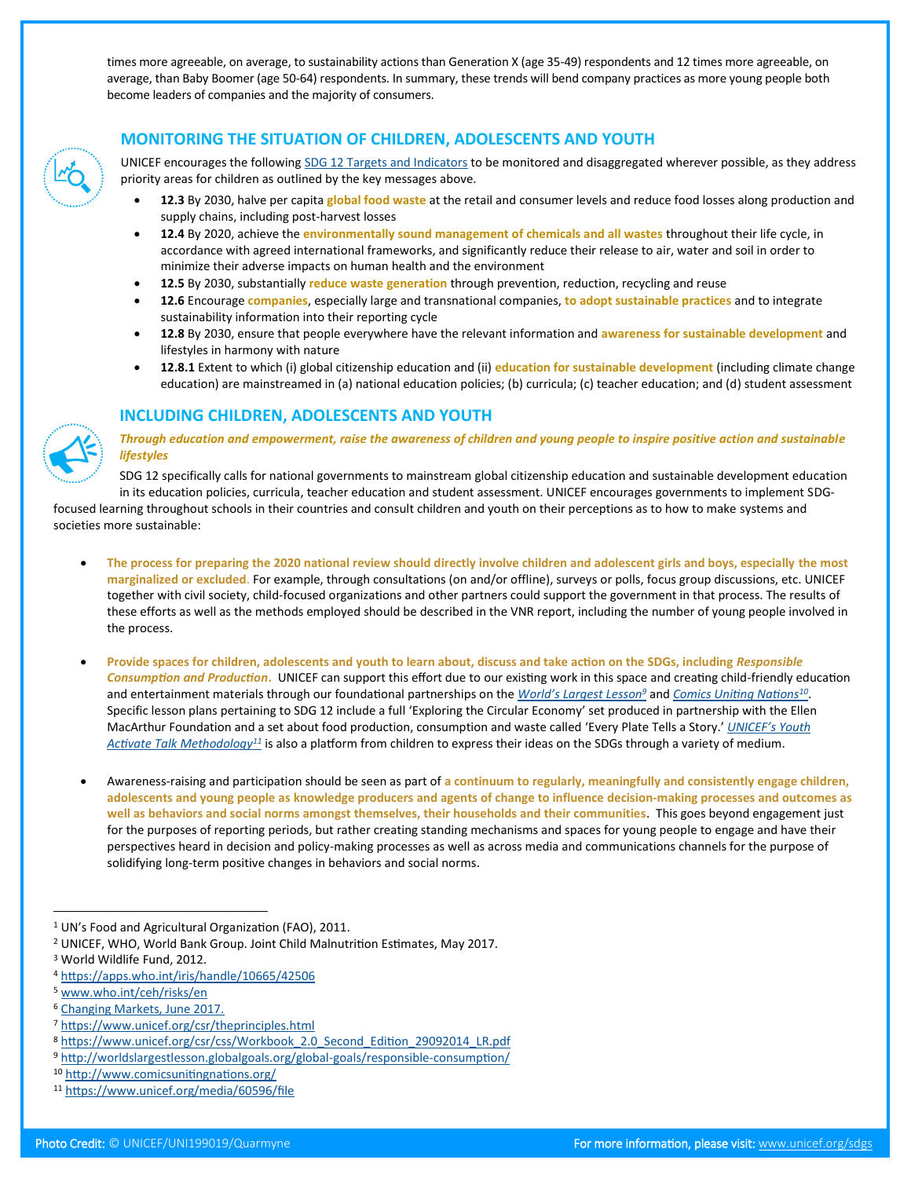times more agreeable, on average, to sustainability actions than Generation X (age 35-49) respondents and 12 times more agreeable, on average, than Baby Boomer (age 50-64) respondents. In summary, these trends will bend company practices as more young people both become leaders of companies and the majority of consumers.

## MONITORING THE SITUATION OF CHILDREN, ADOLESCENTS AND YOUTH

UNICEF encourages the following SDG 12 Targets and Indicators to be monitored and disaggregated wherever possible, as they address priority areas for children as outlined by the key messages above.

- **12.3** By 2030, halve per capita **global food waste** at the retail and consumer levels and reduce food losses along production and supply chains, including post-harvest losses
- **12.4** By 2020, achieve the **environmentally sound management of chemicals and all wastes** throughout their life cycle, in accordance with agreed international frameworks, and significantly reduce their release to air, water and soil in order to minimize their adverse impacts on human health and the environment
- **12.5** By 2030, substantially **reduce waste generation** through prevention, reduction, recycling and reuse
- **12.6** Encourage **companies**, especially large and transnational companies, **to adopt sustainable practices** and to integrate sustainability information into their reporting cycle
- **12.8** By 2030, ensure that people everywhere have the relevant information and **awareness for sustainable development** and lifestyles in harmony with nature
- **12.8.1** Extent to which (i) global citizenship education and (ii) **education for sustainable development** (including climate change education) are mainstreamed in (a) national education policies; (b) curricula; (c) teacher education; and (d) student assessment

## INCLUDING CHILDREN, ADOLESCENTS AND YOUTH

***Through education and empowerment, raise the awareness of children and young people to inspire positive action and sustainable lifestyles***

SDG 12 specifically calls for national governments to mainstream global citizenship education and sustainable development education in its education policies, curricula, teacher education and student assessment. UNICEF encourages governments to implement SDG-focused learning throughout schools in their countries and consult children and youth on their perceptions as to how to make systems and societies more sustainable:

- **The process for preparing the 2020 national review should directly involve children and adolescent girls and boys, especially the most marginalized or excluded.** For example, through consultations (on and/or offline), surveys or polls, focus group discussions, etc. UNICEF together with civil society, child-focused organizations and other partners could support the government in that process. The results of these efforts as well as the methods employed should be described in the VNR report, including the number of young people involved in the process.

- **Provide spaces for children, adolescents and youth to learn about, discuss and take action on the SDGs, including *Responsible Consumption and Production*.** UNICEF can support this effort due to our existing work in this space and creating child-friendly education and entertainment materials through our foundational partnerships on the *World's Largest Lesson*[9] and *Comics Uniting Nations*[10]. Specific lesson plans pertaining to SDG 12 include a full 'Exploring the Circular Economy' set produced in partnership with the Ellen MacArthur Foundation and a set about food production, consumption and waste called 'Every Plate Tells a Story.' *UNICEF's Youth Activate Talk Methodology*[11] is also a platform from children to express their ideas on the SDGs through a variety of medium.

- Awareness-raising and participation should be seen as part of **a continuum to regularly, meaningfully and consistently engage children, adolescents and young people as knowledge producers and agents of change to influence decision-making processes and outcomes as well as behaviors and social norms amongst themselves, their households and their communities**. This goes beyond engagement just for the purposes of reporting periods, but rather creating standing mechanisms and spaces for young people to engage and have their perspectives heard in decision and policy-making processes as well as across media and communications channels for the purpose of solidifying long-term positive changes in behaviors and social norms.

---

[1] UN's Food and Agricultural Organization (FAO), 2011.
[2] UNICEF, WHO, World Bank Group. Joint Child Malnutrition Estimates, May 2017.
[3] World Wildlife Fund, 2012.
[4] https://apps.who.int/iris/handle/10665/42506
[5] www.who.int/ceh/risks/en
[6] Changing Markets, June 2017.
[7] https://www.unicef.org/csr/theprinciples.html
[8] https://www.unicef.org/csr/css/Workbook_2.0_Second_Edition_29092014_LR.pdf
[9] http://worldslargestlesson.globalgoals.org/global-goals/responsible-consumption/
[10] http://www.comicsunitingnations.org/
[11] https://www.unicef.org/media/60596/file

Photo Credit: © UNICEF/UNI199019/Quarmyne

For more information, please visit: www.unicef.org/sdgs